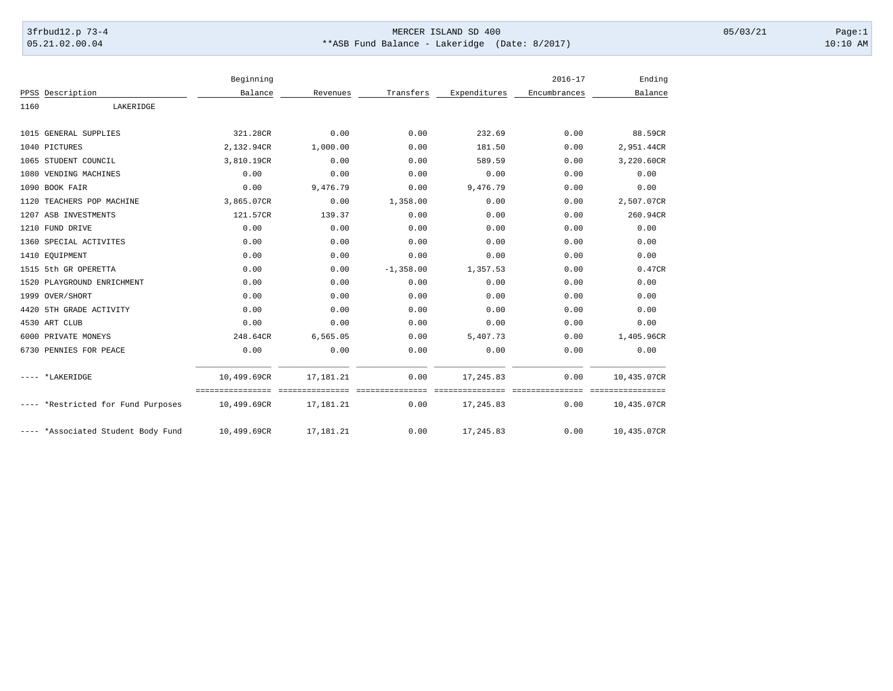**MERCER ISLAND SD 400**

**ASB Fund Balance - Lakeridge (Date: 8/2017)**

3frbud12.p 73-4 | 05.21.02.00.04 | 05/03/21 | 10:10 AM

| PPSS | Description | Beginning Balance | Revenues | Transfers | Expenditures | 2016-17 Encumbrances | Ending Balance |
|---|---|---|---|---|---|---|---|
| 1160 | LAKERIDGE | | | | | | |
| 1015 | GENERAL SUPPLIES | 321.28CR | 0.00 | 0.00 | 232.69 | 0.00 | 88.59CR |
| 1040 | PICTURES | 2,132.94CR | 1,000.00 | 0.00 | 181.50 | 0.00 | 2,951.44CR |
| 1065 | STUDENT COUNCIL | 3,810.19CR | 0.00 | 0.00 | 589.59 | 0.00 | 3,220.60CR |
| 1080 | VENDING MACHINES | 0.00 | 0.00 | 0.00 | 0.00 | 0.00 | 0.00 |
| 1090 | BOOK FAIR | 0.00 | 9,476.79 | 0.00 | 9,476.79 | 0.00 | 0.00 |
| 1120 | TEACHERS POP MACHINE | 3,865.07CR | 0.00 | 1,358.00 | 0.00 | 0.00 | 2,507.07CR |
| 1207 | ASB INVESTMENTS | 121.57CR | 139.37 | 0.00 | 0.00 | 0.00 | 260.94CR |
| 1210 | FUND DRIVE | 0.00 | 0.00 | 0.00 | 0.00 | 0.00 | 0.00 |
| 1360 | SPECIAL ACTIVITES | 0.00 | 0.00 | 0.00 | 0.00 | 0.00 | 0.00 |
| 1410 | EQUIPMENT | 0.00 | 0.00 | 0.00 | 0.00 | 0.00 | 0.00 |
| 1515 | 5th GR OPERETTA | 0.00 | 0.00 | -1,358.00 | 1,357.53 | 0.00 | 0.47CR |
| 1520 | PLAYGROUND ENRICHMENT | 0.00 | 0.00 | 0.00 | 0.00 | 0.00 | 0.00 |
| 1999 | OVER/SHORT | 0.00 | 0.00 | 0.00 | 0.00 | 0.00 | 0.00 |
| 4420 | 5TH GRADE ACTIVITY | 0.00 | 0.00 | 0.00 | 0.00 | 0.00 | 0.00 |
| 4530 | ART CLUB | 0.00 | 0.00 | 0.00 | 0.00 | 0.00 | 0.00 |
| 6000 | PRIVATE MONEYS | 248.64CR | 6,565.05 | 0.00 | 5,407.73 | 0.00 | 1,405.96CR |
| 6730 | PENNIES FOR PEACE | 0.00 | 0.00 | 0.00 | 0.00 | 0.00 | 0.00 |
| ---- | *LAKERIDGE | 10,499.69CR | 17,181.21 | 0.00 | 17,245.83 | 0.00 | 10,435.07CR |
| ---- | *Restricted for Fund Purposes | 10,499.69CR | 17,181.21 | 0.00 | 17,245.83 | 0.00 | 10,435.07CR |
| ---- | *Associated Student Body Fund | 10,499.69CR | 17,181.21 | 0.00 | 17,245.83 | 0.00 | 10,435.07CR |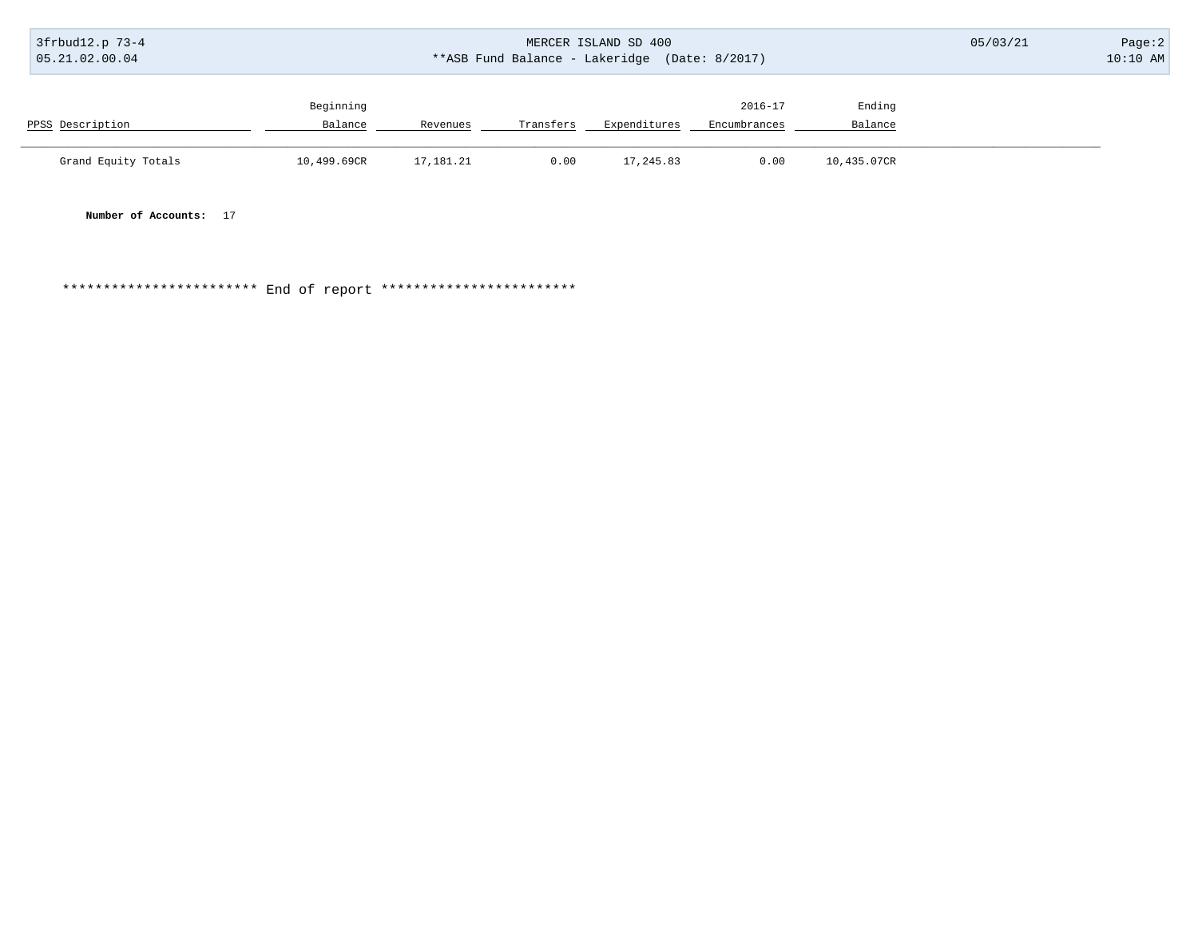| PPSS | Description | Beginning Balance | Revenues | Transfers | Expenditures | 2016-17 Encumbrances | Ending Balance |
|---|---|---|---|---|---|---|---|
| | Grand Equity Totals | 10,499.69CR | 17,181.21 | 0.00 | 17,245.83 | 0.00 | 10,435.07CR |

**Number of Accounts:** 17

************************ End of report ************************